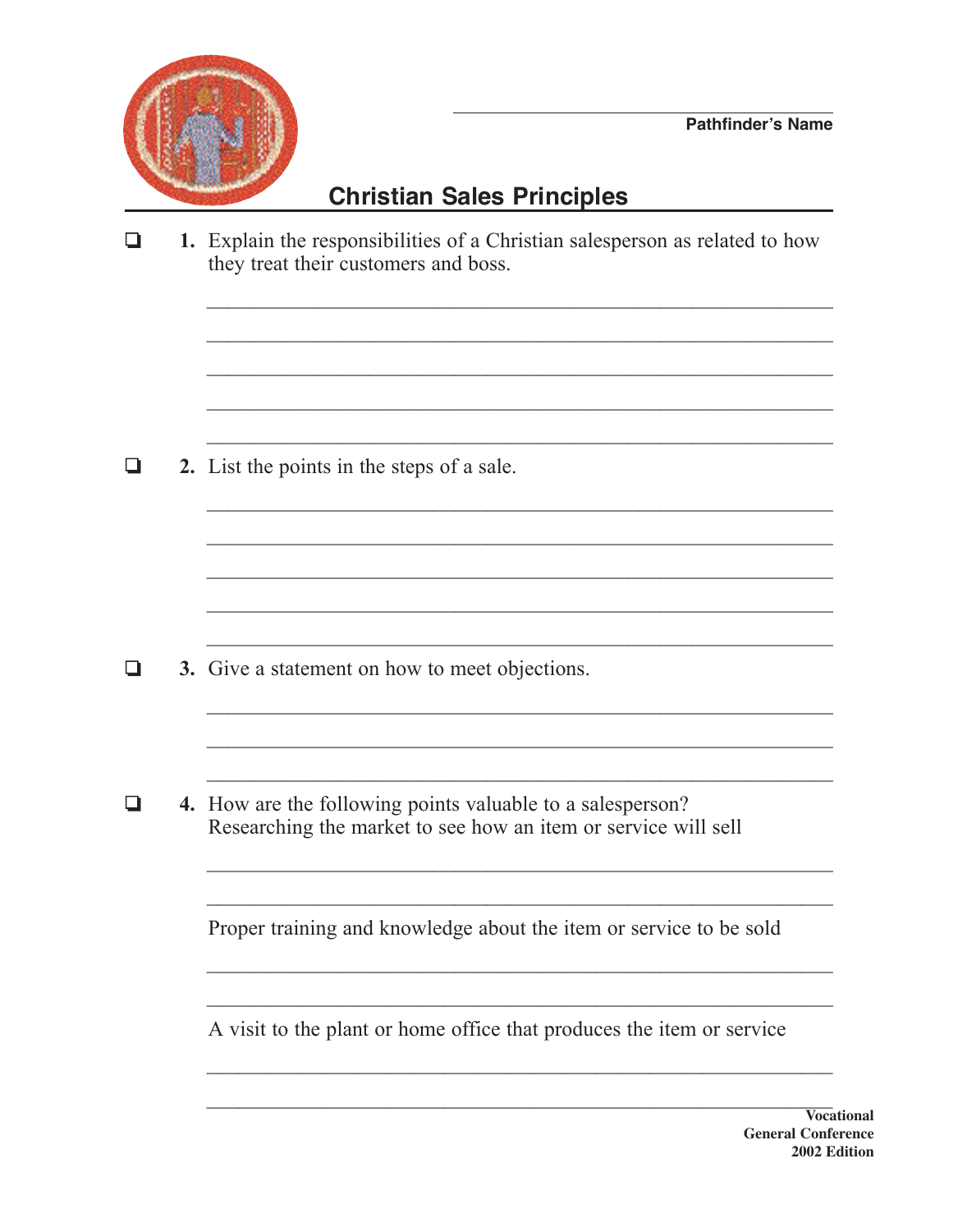Pathfinder's Name

# Christian Sales Principles

- [ ] **1.** Explain the responsibilities of a Christian salesperson as related to how they treat their customers and boss.

- [ ] **2.** List the points in the steps of a sale.

- [ ] **3.** Give a statement on how to meet objections.

- [ ] **4.** How are the following points valuable to a salesperson?

  Researching the market to see how an item or service will sell

  Proper training and knowledge about the item or service to be sold

  A visit to the plant or home office that produces the item or service

**Vocational**
**General Conference**
**2002 Edition**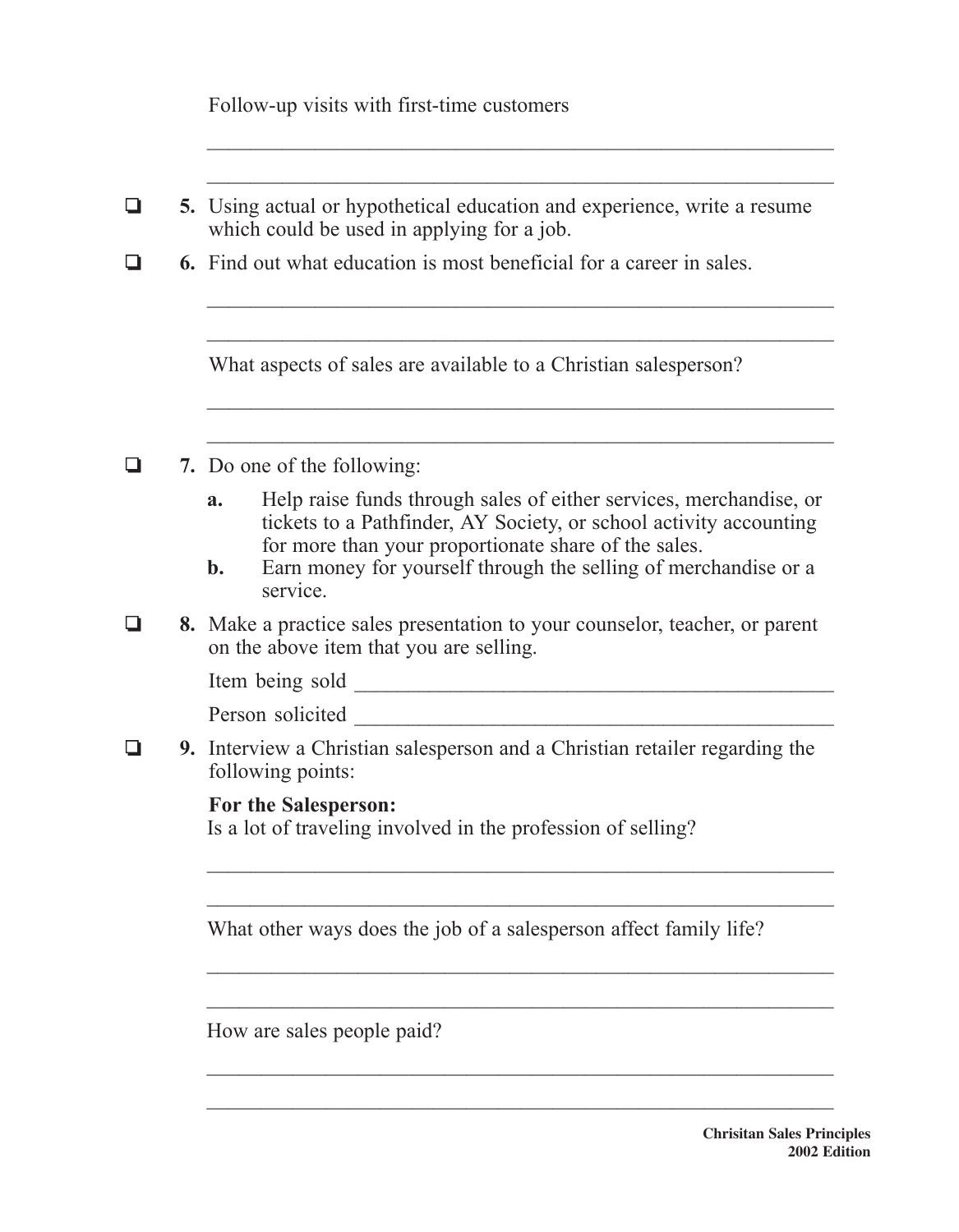Follow-up visits with first-time customers

___________________________________________________________

___________________________________________________________

- [ ] **5.** Using actual or hypothetical education and experience, write a resume which could be used in applying for a job.
- [ ] **6.** Find out what education is most beneficial for a career in sales.

___________________________________________________________

___________________________________________________________

What aspects of sales are available to a Christian salesperson?

___________________________________________________________

___________________________________________________________

- [ ] **7.** Do one of the following:
  - **a.** Help raise funds through sales of either services, merchandise, or tickets to a Pathfinder, AY Society, or school activity accounting for more than your proportionate share of the sales.
  - **b.** Earn money for yourself through the selling of merchandise or a service.
- [ ] **8.** Make a practice sales presentation to your counselor, teacher, or parent on the above item that you are selling.

Item being sold _______________________________________________

Person solicited _______________________________________________

- [ ] **9.** Interview a Christian salesperson and a Christian retailer regarding the following points:

**For the Salesperson:**
Is a lot of traveling involved in the profession of selling?

___________________________________________________________

___________________________________________________________

What other ways does the job of a salesperson affect family life?

___________________________________________________________

___________________________________________________________

How are sales people paid?

___________________________________________________________

___________________________________________________________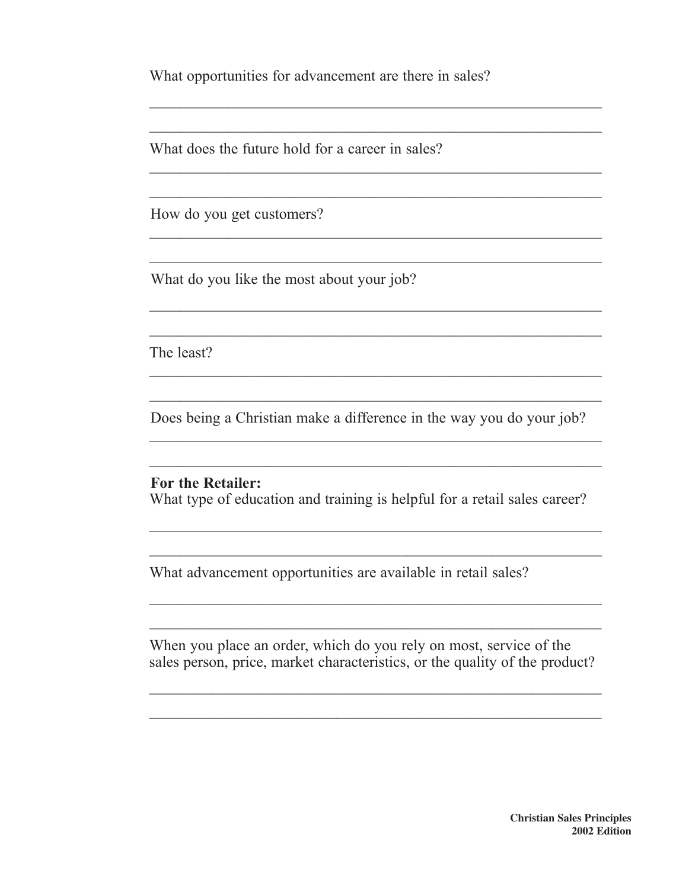What opportunities for advancement are there in sales?

_____________________________________________________________

_____________________________________________________________

What does the future hold for a career in sales?

_____________________________________________________________

_____________________________________________________________

How do you get customers?

_____________________________________________________________

_____________________________________________________________

What do you like the most about your job?

_____________________________________________________________

_____________________________________________________________

The least?

_____________________________________________________________

_____________________________________________________________

Does being a Christian make a difference in the way you do your job?

_____________________________________________________________

_____________________________________________________________

**For the Retailer:**

What type of education and training is helpful for a retail sales career?

_____________________________________________________________

_____________________________________________________________

What advancement opportunities are available in retail sales?

_____________________________________________________________

_____________________________________________________________

When you place an order, which do you rely on most, service of the sales person, price, market characteristics, or the quality of the product?

_____________________________________________________________

_____________________________________________________________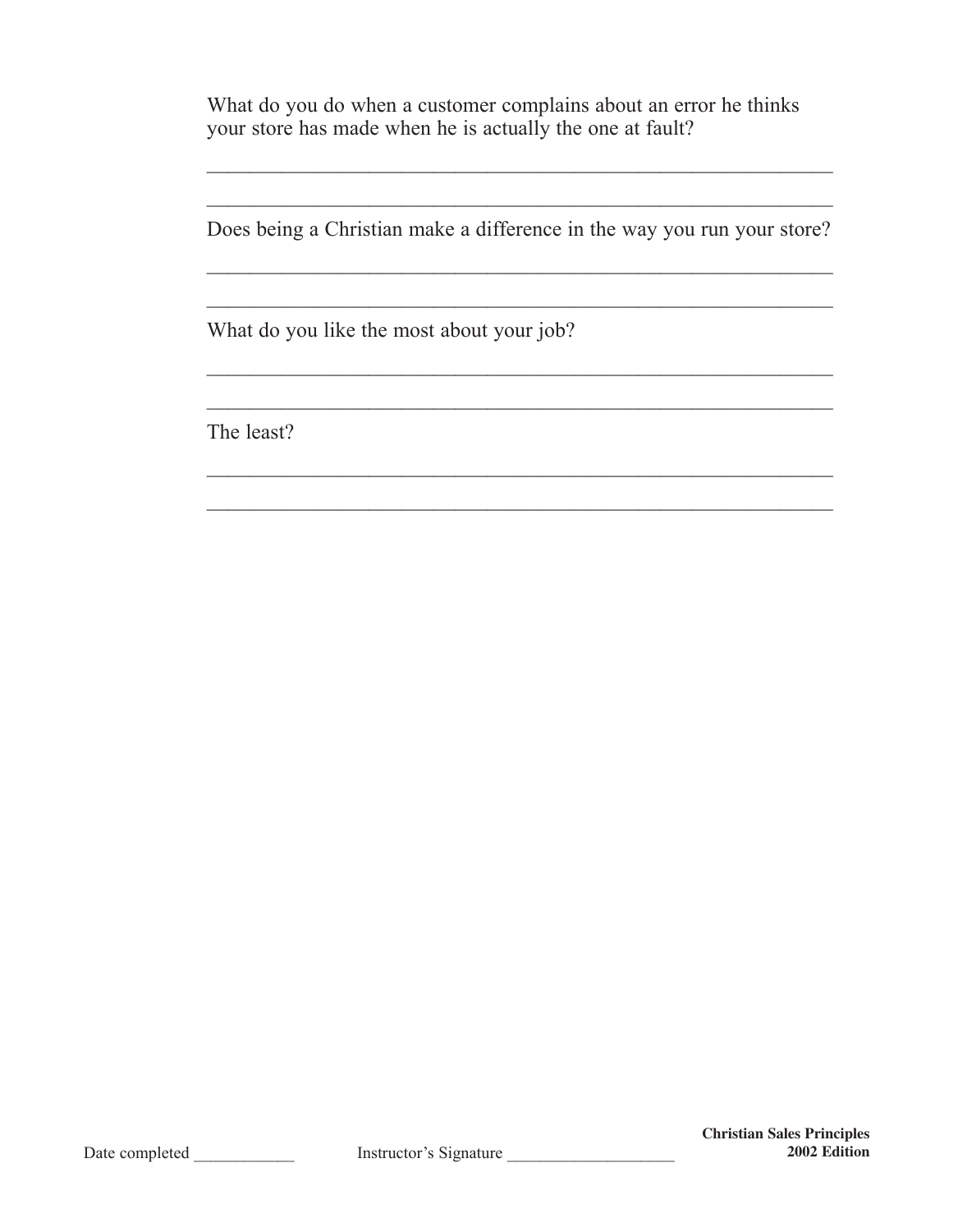What do you do when a customer complains about an error he thinks your store has made when he is actually the one at fault?

______________________________________________________________

______________________________________________________________

Does being a Christian make a difference in the way you run your store?

______________________________________________________________

______________________________________________________________

What do you like the most about your job?

______________________________________________________________

______________________________________________________________

The least?

______________________________________________________________

______________________________________________________________

Date completed ____________ Instructor's Signature ____________________

**Christian Sales Principles**
**2002 Edition**